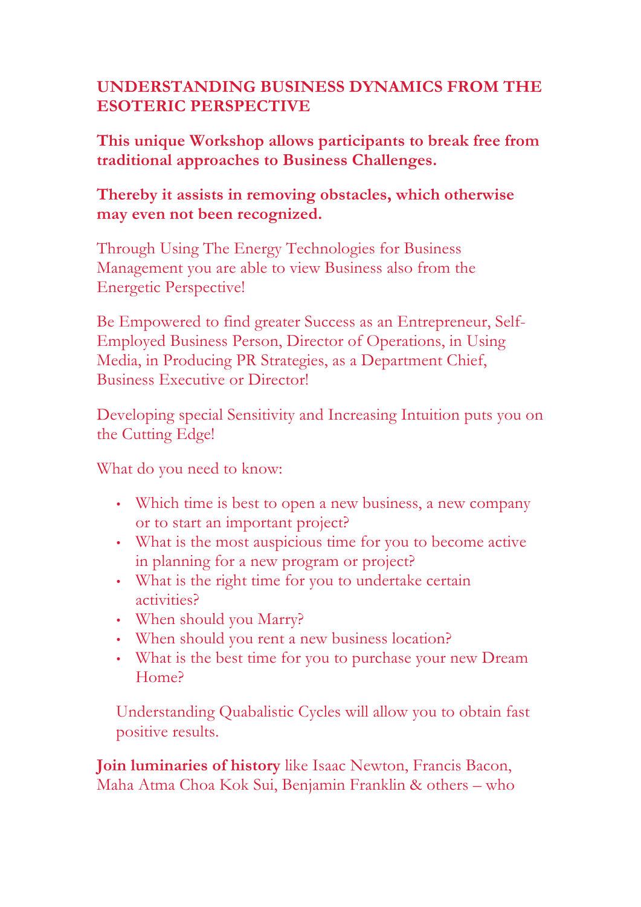**UNDERSTANDING BUSINESS DYNAMICS FROM THE ESOTERIC PERSPECTIVE**

**This unique Workshop allows participants to break free from traditional approaches to Business Challenges.**

**Thereby it assists in removing obstacles, which otherwise may even not been recognized.**

Through Using The Energy Technologies for Business Management you are able to view Business also from the Energetic Perspective!

Be Empowered to find greater Success as an Entrepreneur, Self-Employed Business Person, Director of Operations, in Using Media, in Producing PR Strategies, as a Department Chief, Business Executive or Director!

Developing special Sensitivity and Increasing Intuition puts you on the Cutting Edge!

What do you need to know:

- Which time is best to open a new business, a new company or to start an important project?
- What is the most auspicious time for you to become active in planning for a new program or project?
- What is the right time for you to undertake certain activities?
- When should you Marry?
- When should you rent a new business location?
- What is the best time for you to purchase your new Dream Home?

Understanding Quabalistic Cycles will allow you to obtain fast positive results.

**Join luminaries of history** like Isaac Newton, Francis Bacon, Maha Atma Choa Kok Sui, Benjamin Franklin & others – who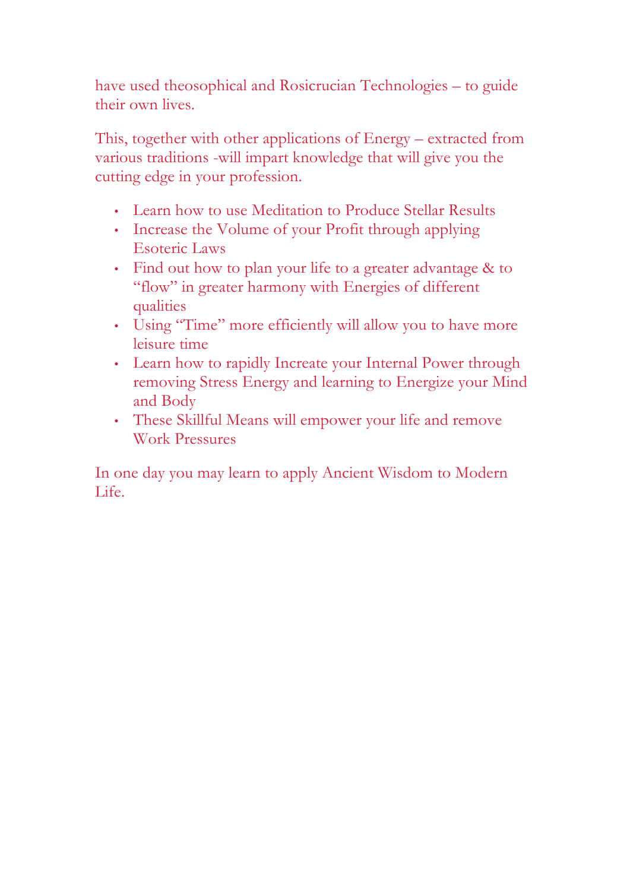have used theosophical and Rosicrucian Technologies – to guide their own lives.

This, together with other applications of Energy – extracted from various traditions -will impart knowledge that will give you the cutting edge in your profession.

- Learn how to use Meditation to Produce Stellar Results
- Increase the Volume of your Profit through applying Esoteric Laws
- Find out how to plan your life to a greater advantage & to "flow" in greater harmony with Energies of different qualities
- Using "Time" more efficiently will allow you to have more leisure time
- Learn how to rapidly Increate your Internal Power through removing Stress Energy and learning to Energize your Mind and Body
- These Skillful Means will empower your life and remove Work Pressures

In one day you may learn to apply Ancient Wisdom to Modern Life.